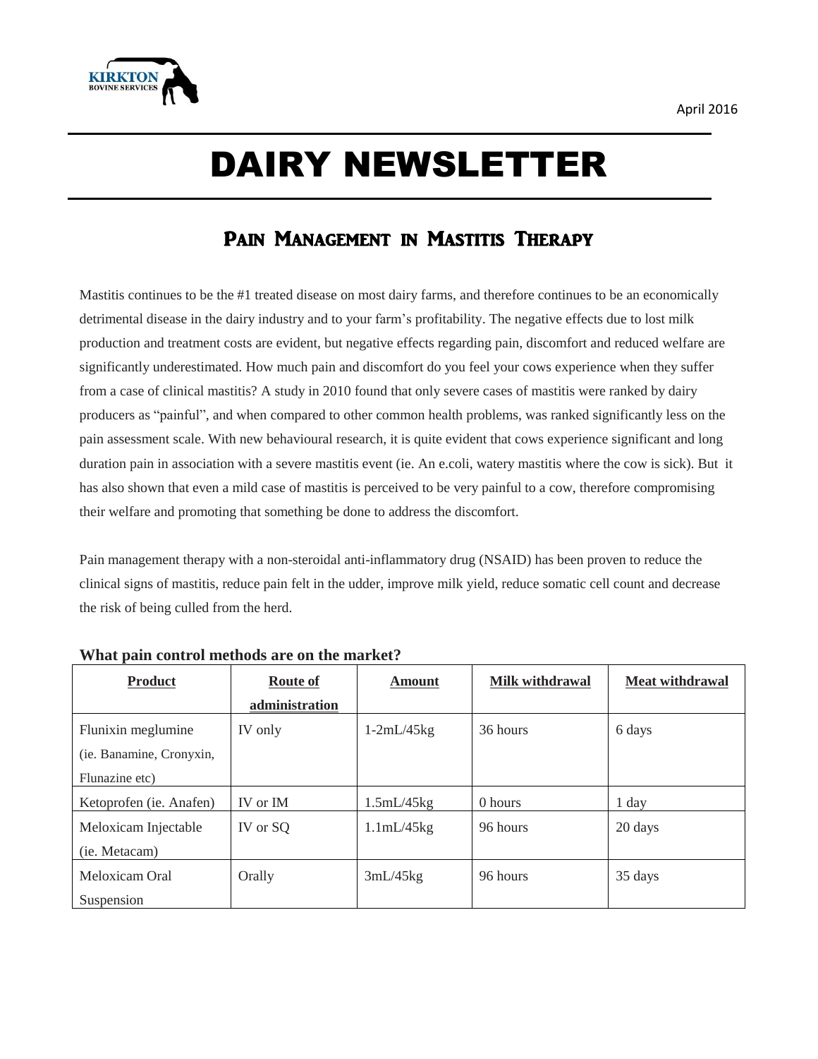April 2016

# DAIRY NEWSLETTER

## Pain Management in Mastitis Therapy

Mastitis continues to be the #1 treated disease on most dairy farms, and therefore continues to be an economically detrimental disease in the dairy industry and to your farm's profitability. The negative effects due to lost milk production and treatment costs are evident, but negative effects regarding pain, discomfort and reduced welfare are significantly underestimated. How much pain and discomfort do you feel your cows experience when they suffer from a case of clinical mastitis? A study in 2010 found that only severe cases of mastitis were ranked by dairy producers as "painful", and when compared to other common health problems, was ranked significantly less on the pain assessment scale. With new behavioural research, it is quite evident that cows experience significant and long duration pain in association with a severe mastitis event (ie. An e.coli, watery mastitis where the cow is sick). But it has also shown that even a mild case of mastitis is perceived to be very painful to a cow, therefore compromising their welfare and promoting that something be done to address the discomfort.

Pain management therapy with a non-steroidal anti-inflammatory drug (NSAID) has been proven to reduce the clinical signs of mastitis, reduce pain felt in the udder, improve milk yield, reduce somatic cell count and decrease the risk of being culled from the herd.

**What pain control methods are on the market?**

| Product | Route of administration | Amount | Milk withdrawal | Meat withdrawal |
|---|---|---|---|---|
| Flunixin meglumine (ie. Banamine, Cronyxin, Flunazine etc) | IV only | 1-2mL/45kg | 36 hours | 6 days |
| Ketoprofen (ie. Anafen) | IV or IM | 1.5mL/45kg | 0 hours | 1 day |
| Meloxicam Injectable (ie. Metacam) | IV or SQ | 1.1mL/45kg | 96 hours | 20 days |
| Meloxicam Oral Suspension | Orally | 3mL/45kg | 96 hours | 35 days |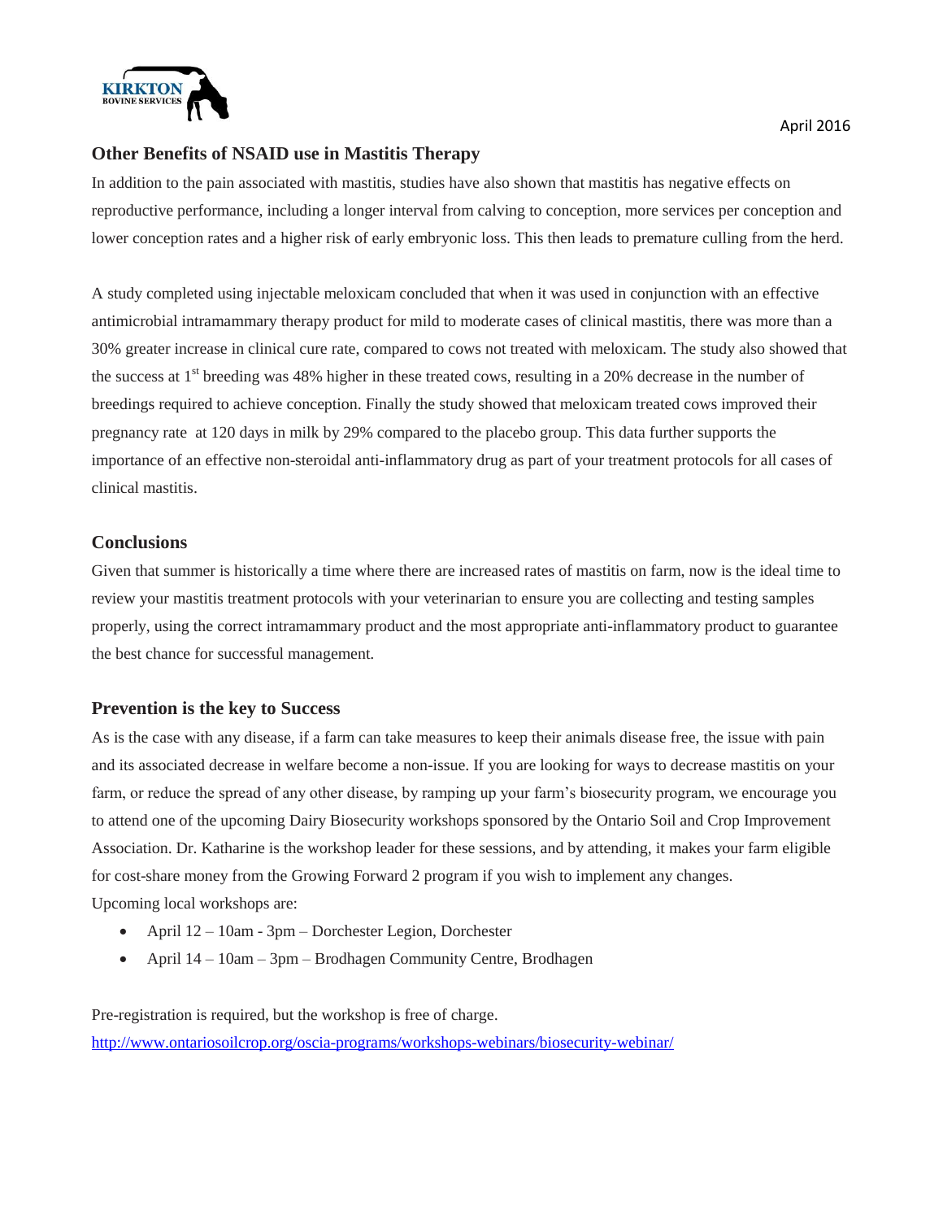## Other Benefits of NSAID use in Mastitis Therapy

In addition to the pain associated with mastitis, studies have also shown that mastitis has negative effects on reproductive performance, including a longer interval from calving to conception, more services per conception and lower conception rates and a higher risk of early embryonic loss. This then leads to premature culling from the herd.

A study completed using injectable meloxicam concluded that when it was used in conjunction with an effective antimicrobial intramammary therapy product for mild to moderate cases of clinical mastitis, there was more than a 30% greater increase in clinical cure rate, compared to cows not treated with meloxicam. The study also showed that the success at 1st breeding was 48% higher in these treated cows, resulting in a 20% decrease in the number of breedings required to achieve conception. Finally the study showed that meloxicam treated cows improved their pregnancy rate at 120 days in milk by 29% compared to the placebo group. This data further supports the importance of an effective non-steroidal anti-inflammatory drug as part of your treatment protocols for all cases of clinical mastitis.

## Conclusions

Given that summer is historically a time where there are increased rates of mastitis on farm, now is the ideal time to review your mastitis treatment protocols with your veterinarian to ensure you are collecting and testing samples properly, using the correct intramammary product and the most appropriate anti-inflammatory product to guarantee the best chance for successful management.

## Prevention is the key to Success

As is the case with any disease, if a farm can take measures to keep their animals disease free, the issue with pain and its associated decrease in welfare become a non-issue. If you are looking for ways to decrease mastitis on your farm, or reduce the spread of any other disease, by ramping up your farm's biosecurity program, we encourage you to attend one of the upcoming Dairy Biosecurity workshops sponsored by the Ontario Soil and Crop Improvement Association. Dr. Katharine is the workshop leader for these sessions, and by attending, it makes your farm eligible for cost-share money from the Growing Forward 2 program if you wish to implement any changes.
Upcoming local workshops are:

- April 12 – 10am - 3pm – Dorchester Legion, Dorchester
- April 14 – 10am – 3pm – Brodhagen Community Centre, Brodhagen

Pre-registration is required, but the workshop is free of charge.
http://www.ontariosoilcrop.org/oscia-programs/workshops-webinars/biosecurity-webinar/